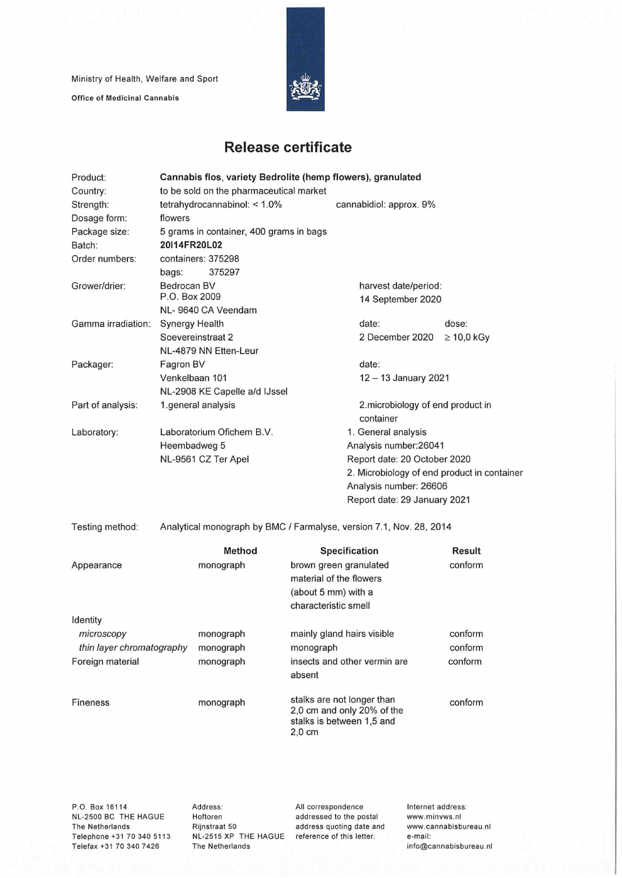Ministry of Health, Welfare and Sport

**Office of Medicinal Cannabis**

# Release certificate

| | | |
|---|---|---|
| Product: | **Cannabis flos, variety Bedrolite (hemp flowers), granulated** | |
| Country: | to be sold on the pharmaceutical market | |
| Strength: | tetrahydrocannabinol: < 1.0% | cannabidiol: approx. 9% |
| Dosage form: | flowers | |
| Package size: | 5 grams in container, 400 grams in bags | |
| Batch: | **20I14FR20L02** | |
| Order numbers: | containers: 375298<br>bags: 375297 | |
| Grower/drier: | Bedrocan BV<br>P.O. Box 2009<br>NL- 9640 CA Veendam | harvest date/period:<br>14 September 2020 |
| Gamma irradiation: | Synergy Health<br>Soevereinstraat 2<br>NL-4879 NN Etten-Leur | date: 2 December 2020<br>dose: ≥ 10,0 kGy |
| Packager: | Fagron BV<br>Venkelbaan 101<br>NL-2908 KE Capelle a/d IJssel | date:<br>12 – 13 January 2021 |
| Part of analysis: | 1.general analysis | 2.microbiology of end product in container |
| Laboratory: | Laboratorium Ofichem B.V.<br>Heembadweg 5<br>NL-9561 CZ Ter Apel | 1. General analysis<br>Analysis number:26041<br>Report date: 20 October 2020<br>2. Microbiology of end product in container<br>Analysis number: 26606<br>Report date: 29 January 2021 |

Testing method: Analytical monograph by BMC / Farmalyse, version 7.1, Nov. 28, 2014

| | Method | Specification | Result |
|---|---|---|---|
| Appearance | monograph | brown green granulated material of the flowers (about 5 mm) with a characteristic smell | conform |
| Identity | | | |
| *microscopy* | monograph | mainly gland hairs visible | conform |
| *thin layer chromatography* | monograph | monograph | conform |
| Foreign material | monograph | insects and other vermin are absent | conform |
| Fineness | monograph | stalks are not longer than 2,0 cm and only 20% of the stalks is between 1,5 and 2,0 cm | conform |

P.O. Box 16114
NL-2500 BC THE HAGUE
The Netherlands
Telephone +31 70 340 5113
Telefax +31 70 340 7426

Address:
Hoftoren
Rijnstraat 50
NL-2515 XP THE HAGUE
The Netherlands

All correspondence addressed to the postal address quoting date and reference of this letter.

Internet address:
www.minvws.nl
www.cannabisbureau.nl
e-mail:
info@cannabisbureau.nl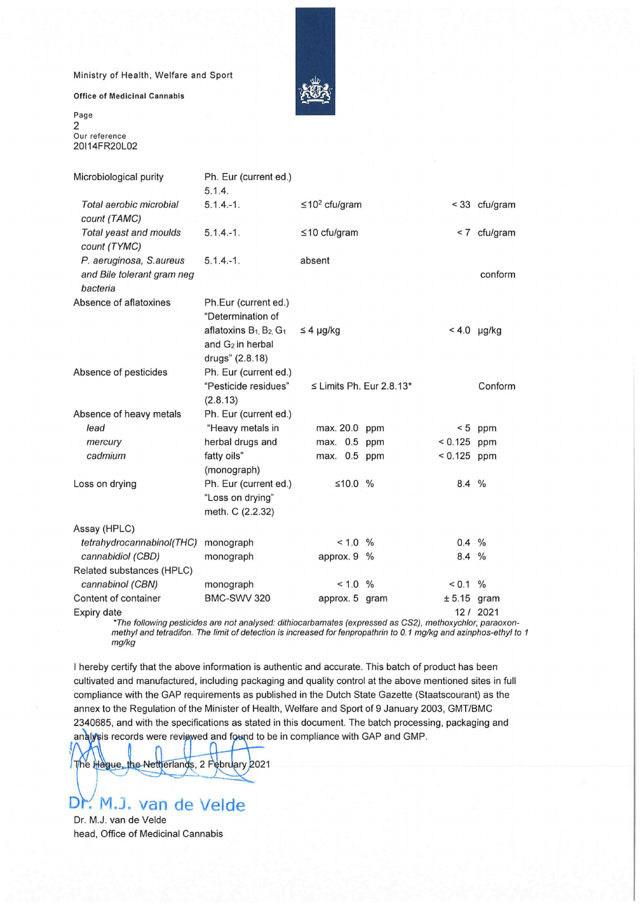Ministry of Health, Welfare and Sport

**Office of Medicinal Cannabis**

Page
2
Our reference
20I14FR20L02

| | | | |
|---|---|---|---|
| Microbiological purity | Ph. Eur (current ed.) 5.1.4. | | |
| *Total aerobic microbial count (TAMC)* | 5.1.4.-1. | $\leq 10^2$ cfu/gram | < 33 cfu/gram |
| *Total yeast and moulds count (TYMC)* | 5.1.4.-1. | ≤10 cfu/gram | < 7 cfu/gram |
| *P. aeruginosa, S.aureus and Bile tolerant gram neg bacteria* | 5.1.4.-1. | absent | conform |
| Absence of aflatoxines | Ph.Eur (current ed.) "Determination of aflatoxins $B_1$, $B_2$, $G_1$ and $G_2$ in herbal drugs" (2.8.18) | ≤ 4 µg/kg | < 4.0 µg/kg |
| Absence of pesticides | Ph. Eur (current ed.) "Pesticide residues" (2.8.13) | ≤ Limits Ph. Eur 2.8.13* | Conform |
| Absence of heavy metals | Ph. Eur (current ed.) "Heavy metals in herbal drugs and fatty oils" (monograph) | | |
| *lead* | | max. 20.0 ppm | < 5 ppm |
| *mercury* | | max. 0.5 ppm | < 0.125 ppm |
| *cadmium* | | max. 0.5 ppm | < 0.125 ppm |
| Loss on drying | Ph. Eur (current ed.) "Loss on drying" meth. C (2.2.32) | ≤10.0 % | 8.4 % |
| Assay (HPLC) | | | |
| *tetrahydrocannabinol(THC)* | monograph | < 1.0 % | 0.4 % |
| *cannabidiol (CBD)* | monograph | approx. 9 % | 8.4 % |
| Related substances (HPLC) | | | |
| *cannabinol (CBN)* | monograph | < 1.0 % | < 0.1 % |
| Content of container | BMC-SWV 320 | approx. 5 gram | ± 5.15 gram |
| Expiry date | | | 12 / 2021 |

*\*The following pesticides are not analysed: dithiocarbamates (expressed as CS2), methoxychlor, paraoxon-methyl and tetradifon. The limit of detection is increased for fenpropathrin to 0.1 mg/kg and azinphos-ethyl to 1 mg/kg*

I hereby certify that the above information is authentic and accurate. This batch of product has been cultivated and manufactured, including packaging and quality control at the above mentioned sites in full compliance with the GAP requirements as published in the Dutch State Gazette (Staatscourant) as the annex to the Regulation of the Minister of Health, Welfare and Sport of 9 January 2003, GMT/BMC 2340685, and with the specifications as stated in this document. The batch processing, packaging and analysis records were reviewed and found to be in compliance with GAP and GMP.

The Hague, the Netherlands, 2 February 2021

Dr. M.J. van de Velde

Dr. M.J. van de Velde
head, Office of Medicinal Cannabis